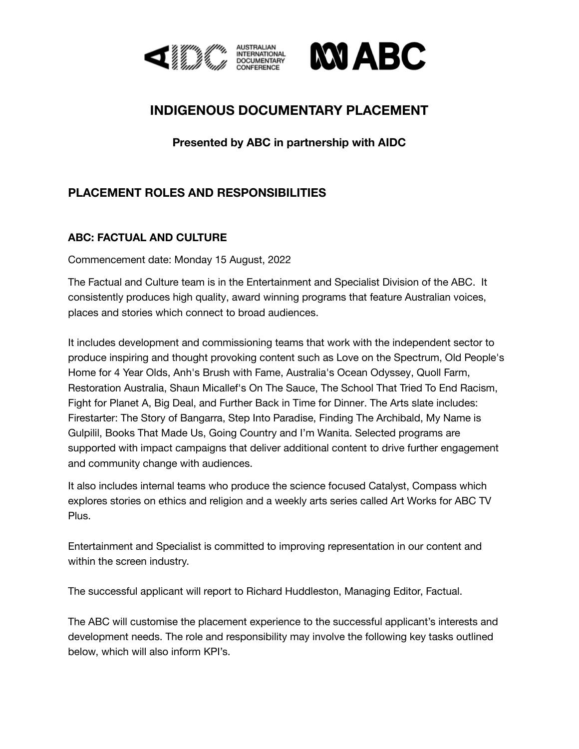# INDIGENOUS DOCUMENTARY PLACEMENT

**Presented by ABC in partnership with AIDC**

## PLACEMENT ROLES AND RESPONSIBILITIES

### ABC: FACTUAL AND CULTURE

Commencement date: Monday 15 August, 2022

The Factual and Culture team is in the Entertainment and Specialist Division of the ABC. It consistently produces high quality, award winning programs that feature Australian voices, places and stories which connect to broad audiences.

It includes development and commissioning teams that work with the independent sector to produce inspiring and thought provoking content such as Love on the Spectrum, Old People's Home for 4 Year Olds, Anh's Brush with Fame, Australia's Ocean Odyssey, Quoll Farm, Restoration Australia, Shaun Micallef's On The Sauce, The School That Tried To End Racism, Fight for Planet A, Big Deal, and Further Back in Time for Dinner. The Arts slate includes: Firestarter: The Story of Bangarra, Step Into Paradise, Finding The Archibald, My Name is Gulpilil, Books That Made Us, Going Country and I'm Wanita. Selected programs are supported with impact campaigns that deliver additional content to drive further engagement and community change with audiences.

It also includes internal teams who produce the science focused Catalyst, Compass which explores stories on ethics and religion and a weekly arts series called Art Works for ABC TV Plus.

Entertainment and Specialist is committed to improving representation in our content and within the screen industry.

The successful applicant will report to Richard Huddleston, Managing Editor, Factual.

The ABC will customise the placement experience to the successful applicant's interests and development needs. The role and responsibility may involve the following key tasks outlined below, which will also inform KPI's.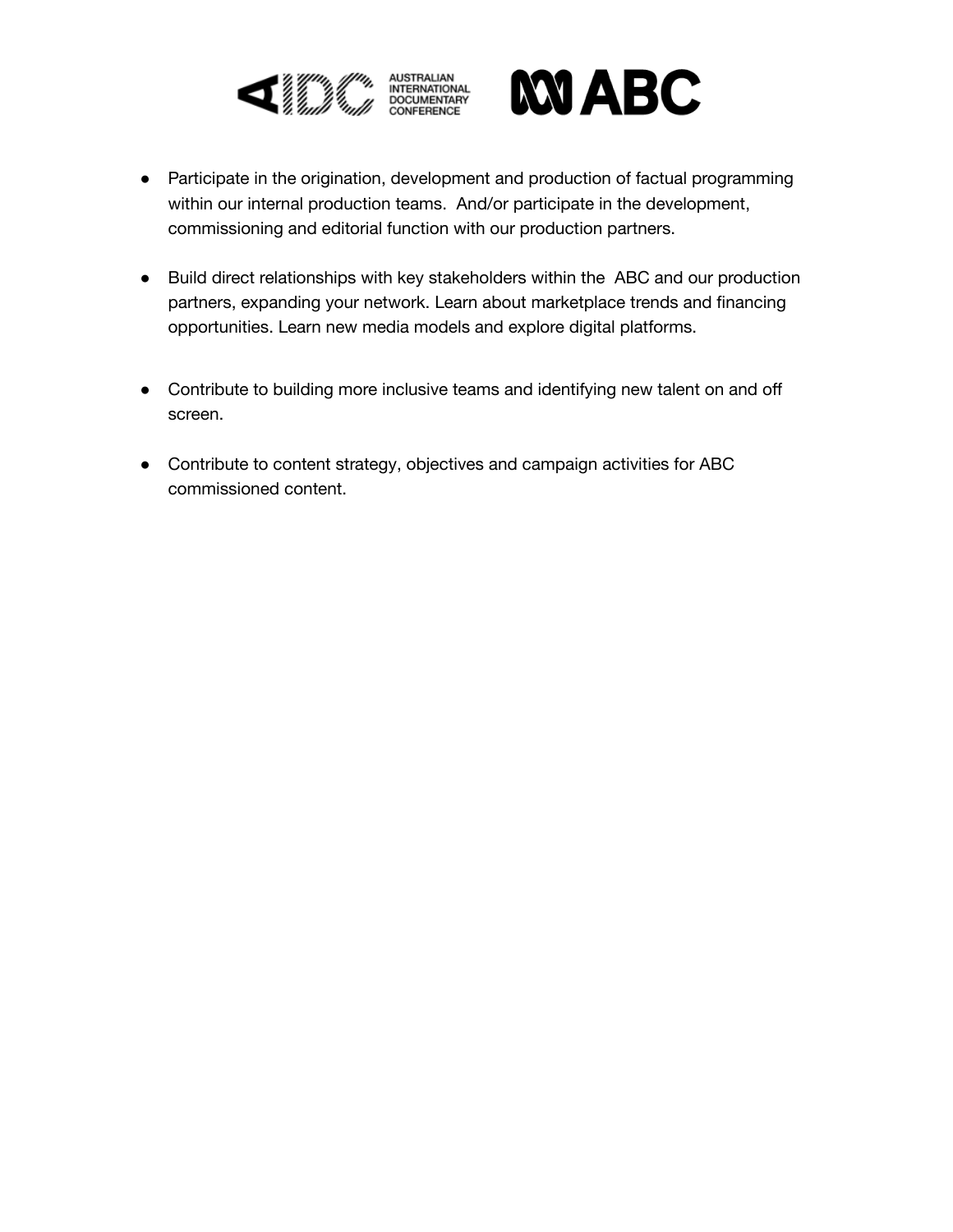- Participate in the origination, development and production of factual programming within our internal production teams. And/or participate in the development, commissioning and editorial function with our production partners.

- Build direct relationships with key stakeholders within the ABC and our production partners, expanding your network. Learn about marketplace trends and financing opportunities. Learn new media models and explore digital platforms.

- Contribute to building more inclusive teams and identifying new talent on and off screen.

- Contribute to content strategy, objectives and campaign activities for ABC commissioned content.